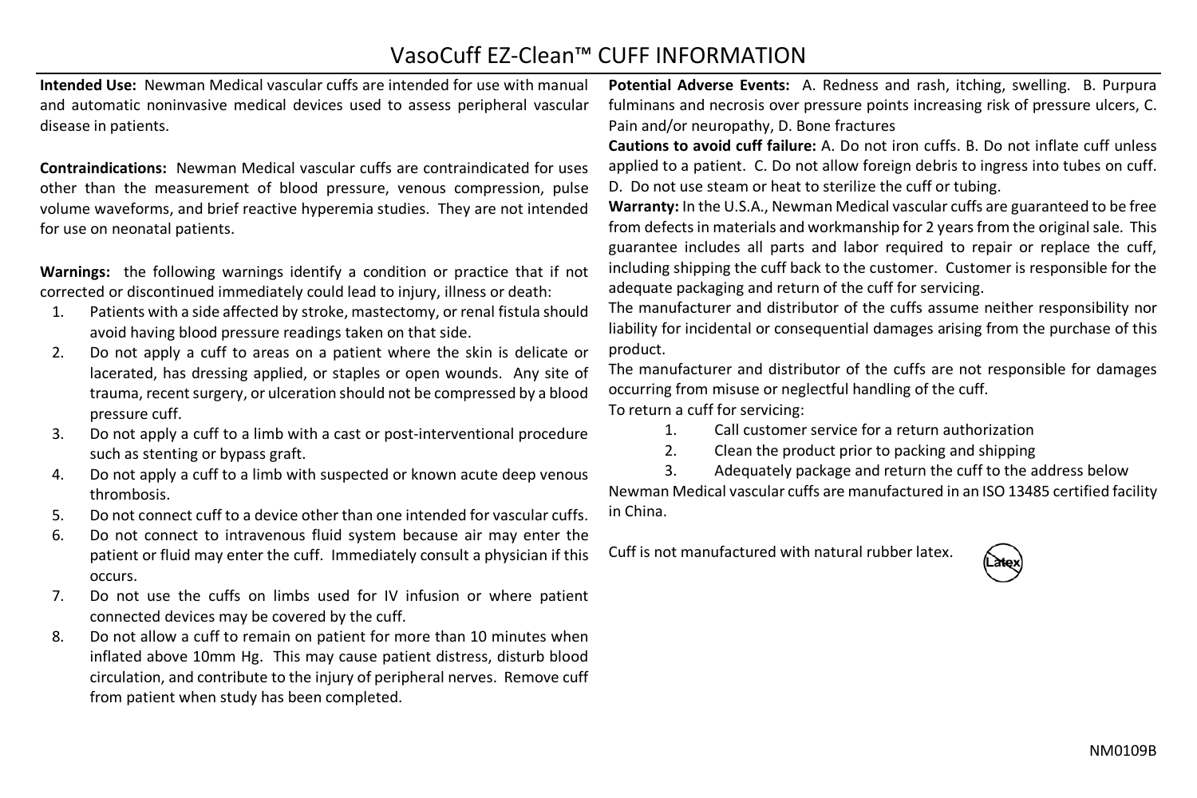# VasoCuff EZ-Clean™ CUFF INFORMATION

**Intended Use:** Newman Medical vascular cuffs are intended for use with manual and automatic noninvasive medical devices used to assess peripheral vascular disease in patients.

**Contraindications:** Newman Medical vascular cuffs are contraindicated for uses other than the measurement of blood pressure, venous compression, pulse volume waveforms, and brief reactive hyperemia studies. They are not intended for use on neonatal patients.

**Warnings:** the following warnings identify a condition or practice that if not corrected or discontinued immediately could lead to injury, illness or death:

1. Patients with a side affected by stroke, mastectomy, or renal fistula should avoid having blood pressure readings taken on that side.
2. Do not apply a cuff to areas on a patient where the skin is delicate or lacerated, has dressing applied, or staples or open wounds. Any site of trauma, recent surgery, or ulceration should not be compressed by a blood pressure cuff.
3. Do not apply a cuff to a limb with a cast or post-interventional procedure such as stenting or bypass graft.
4. Do not apply a cuff to a limb with suspected or known acute deep venous thrombosis.
5. Do not connect cuff to a device other than one intended for vascular cuffs.
6. Do not connect to intravenous fluid system because air may enter the patient or fluid may enter the cuff. Immediately consult a physician if this occurs.
7. Do not use the cuffs on limbs used for IV infusion or where patient connected devices may be covered by the cuff.
8. Do not allow a cuff to remain on patient for more than 10 minutes when inflated above 10mm Hg. This may cause patient distress, disturb blood circulation, and contribute to the injury of peripheral nerves. Remove cuff from patient when study has been completed.

**Potential Adverse Events:** A. Redness and rash, itching, swelling. B. Purpura fulminans and necrosis over pressure points increasing risk of pressure ulcers, C. Pain and/or neuropathy, D. Bone fractures

**Cautions to avoid cuff failure:** A. Do not iron cuffs. B. Do not inflate cuff unless applied to a patient. C. Do not allow foreign debris to ingress into tubes on cuff. D. Do not use steam or heat to sterilize the cuff or tubing.

**Warranty:** In the U.S.A., Newman Medical vascular cuffs are guaranteed to be free from defects in materials and workmanship for 2 years from the original sale. This guarantee includes all parts and labor required to repair or replace the cuff, including shipping the cuff back to the customer. Customer is responsible for the adequate packaging and return of the cuff for servicing.

The manufacturer and distributor of the cuffs assume neither responsibility nor liability for incidental or consequential damages arising from the purchase of this product.

The manufacturer and distributor of the cuffs are not responsible for damages occurring from misuse or neglectful handling of the cuff.

To return a cuff for servicing:

1. Call customer service for a return authorization
2. Clean the product prior to packing and shipping
3. Adequately package and return the cuff to the address below

Newman Medical vascular cuffs are manufactured in an ISO 13485 certified facility in China.

Cuff is not manufactured with natural rubber latex. Latex

NM0109B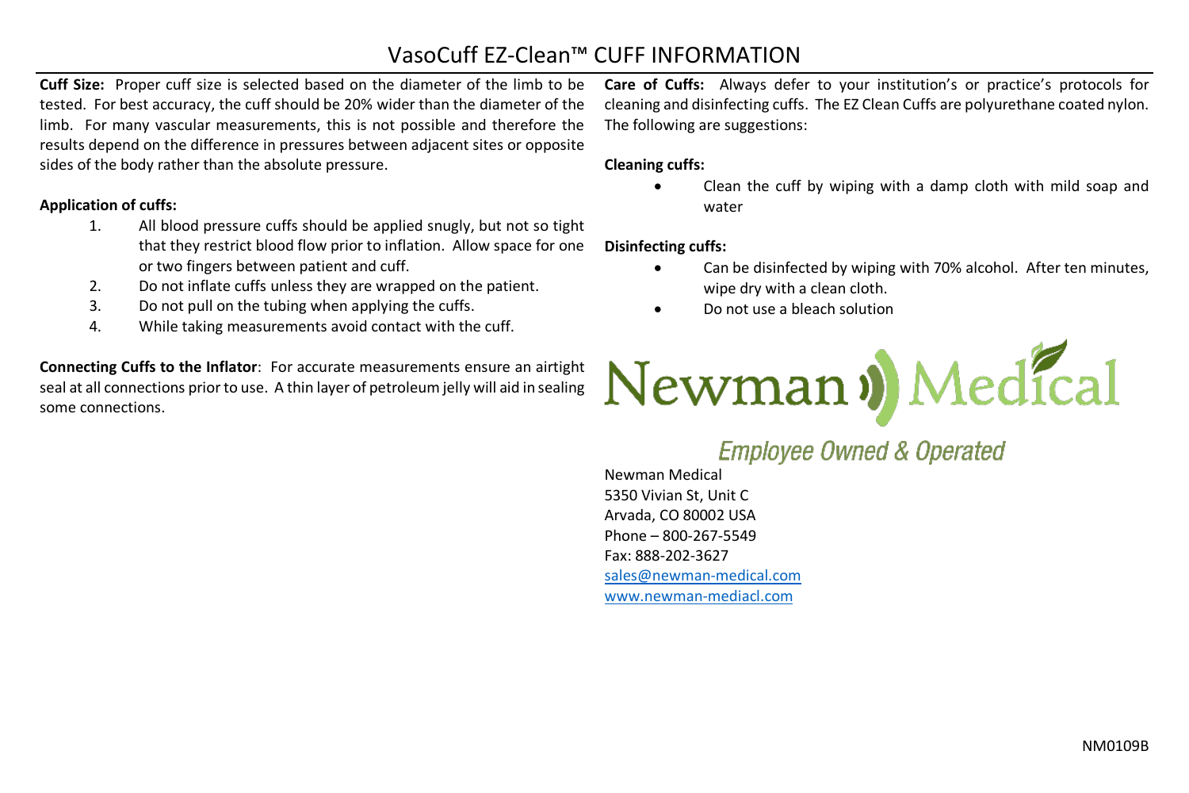# VasoCuff EZ-Clean™ CUFF INFORMATION

**Cuff Size:** Proper cuff size is selected based on the diameter of the limb to be tested. For best accuracy, the cuff should be 20% wider than the diameter of the limb. For many vascular measurements, this is not possible and therefore the results depend on the difference in pressures between adjacent sites or opposite sides of the body rather than the absolute pressure.

**Application of cuffs:**

1. All blood pressure cuffs should be applied snugly, but not so tight that they restrict blood flow prior to inflation. Allow space for one or two fingers between patient and cuff.
2. Do not inflate cuffs unless they are wrapped on the patient.
3. Do not pull on the tubing when applying the cuffs.
4. While taking measurements avoid contact with the cuff.

**Connecting Cuffs to the Inflator**: For accurate measurements ensure an airtight seal at all connections prior to use. A thin layer of petroleum jelly will aid in sealing some connections.

**Care of Cuffs:** Always defer to your institution's or practice's protocols for cleaning and disinfecting cuffs. The EZ Clean Cuffs are polyurethane coated nylon. The following are suggestions:

**Cleaning cuffs:**

- Clean the cuff by wiping with a damp cloth with mild soap and water

**Disinfecting cuffs:**

- Can be disinfected by wiping with 70% alcohol. After ten minutes, wipe dry with a clean cloth.
- Do not use a bleach solution

Newman Medical

*Employee Owned & Operated*

Newman Medical
5350 Vivian St, Unit C
Arvada, CO 80002 USA
Phone – 800-267-5549
Fax: 888-202-3627
sales@newman-medical.com
www.newman-mediacl.com

NM0109B